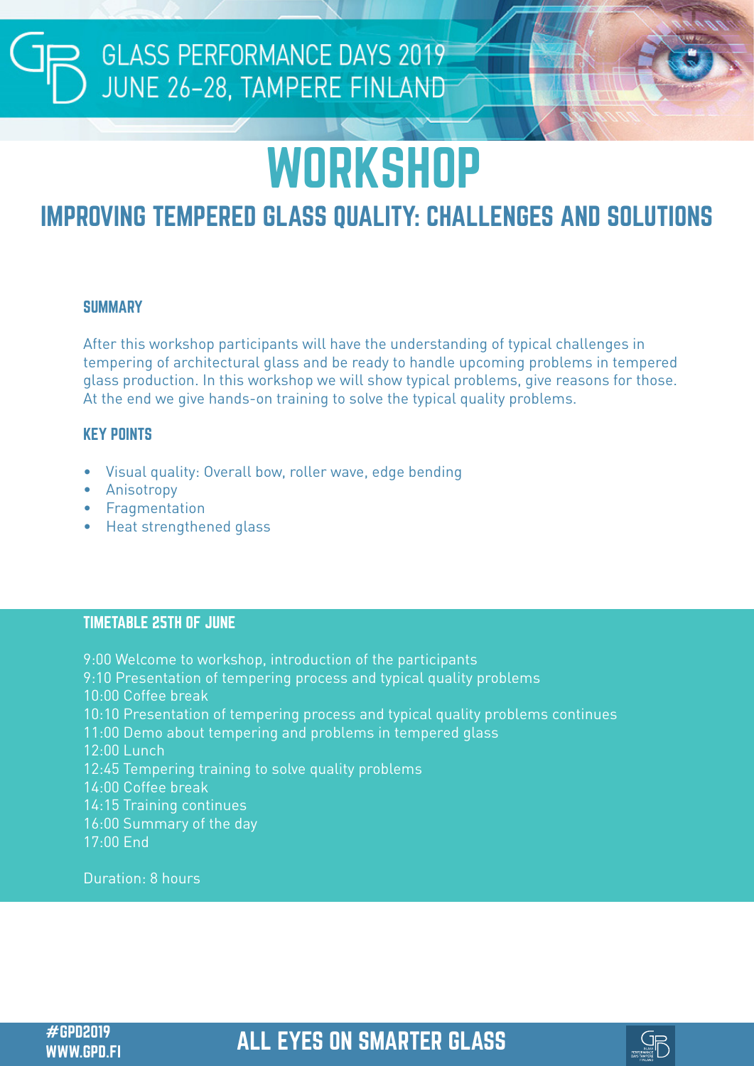GLASS PERFORMANCE DAYS 2019
JUNE 26–28, TAMPERE FINLAND

# WORKSHOP

## IMPROVING TEMPERED GLASS QUALITY: CHALLENGES AND SOLUTIONS

### SUMMARY

After this workshop participants will have the understanding of typical challenges in tempering of architectural glass and be ready to handle upcoming problems in tempered glass production. In this workshop we will show typical problems, give reasons for those. At the end we give hands-on training to solve the typical quality problems.

### KEY POINTS

- Visual quality: Overall bow, roller wave, edge bending
- Anisotropy
- Fragmentation
- Heat strengthened glass

### TIMETABLE 25TH OF JUNE

9:00 Welcome to workshop, introduction of the participants
9:10 Presentation of tempering process and typical quality problems
10:00 Coffee break
10:10 Presentation of tempering process and typical quality problems continues
11:00 Demo about tempering and problems in tempered glass
12:00 Lunch
12:45 Tempering training to solve quality problems
14:00 Coffee break
14:15 Training continues
16:00 Summary of the day
17:00 End

Duration: 8 hours

#GPD2019
WWW.GPD.FI

ALL EYES ON SMARTER GLASS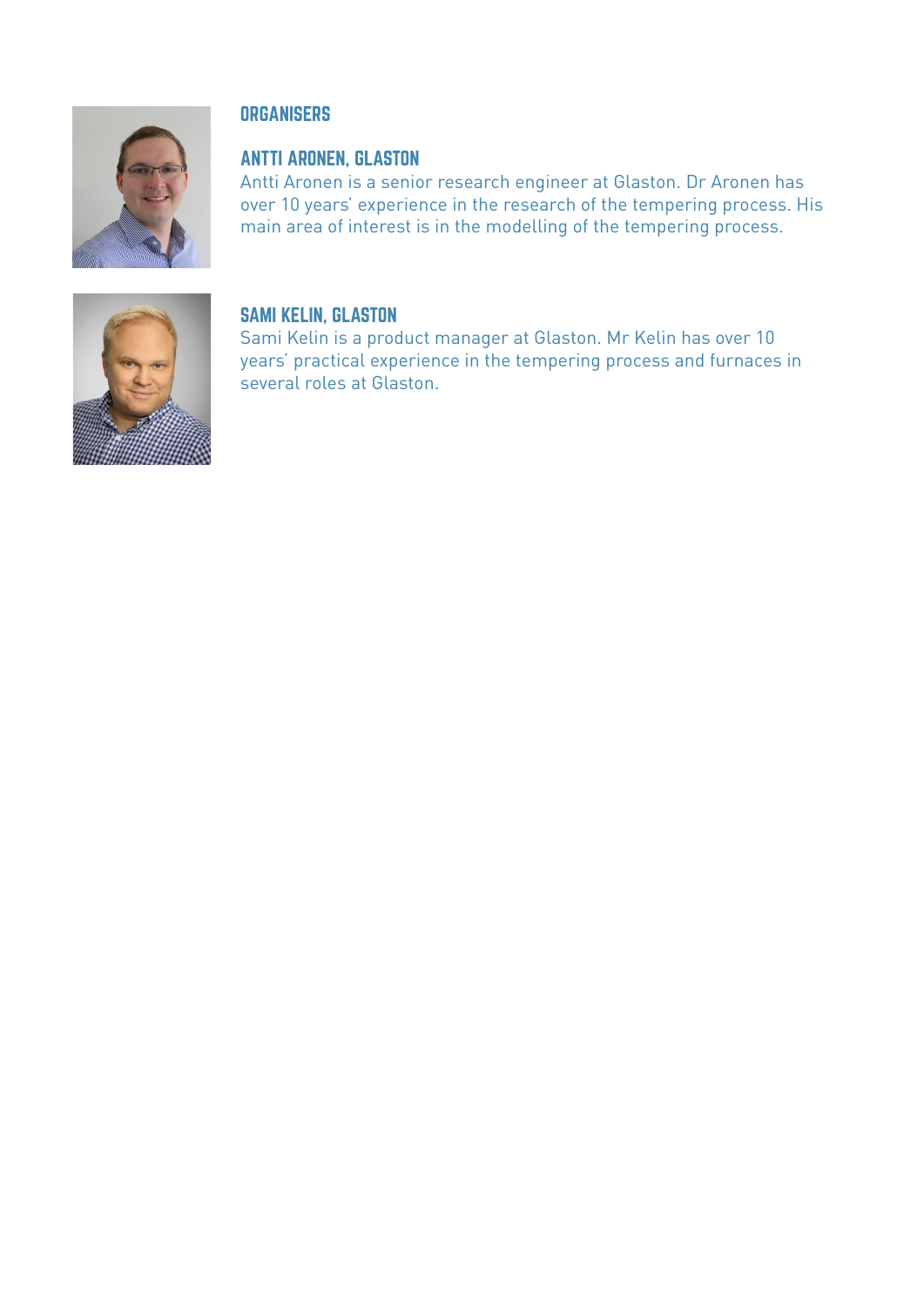## ORGANISERS

### ANTTI ARONEN, GLASTON

Antti Aronen is a senior research engineer at Glaston. Dr Aronen has over 10 years' experience in the research of the tempering process. His main area of interest is in the modelling of the tempering process.

### SAMI KELIN, GLASTON

Sami Kelin is a product manager at Glaston. Mr Kelin has over 10 years' practical experience in the tempering process and furnaces in several roles at Glaston.